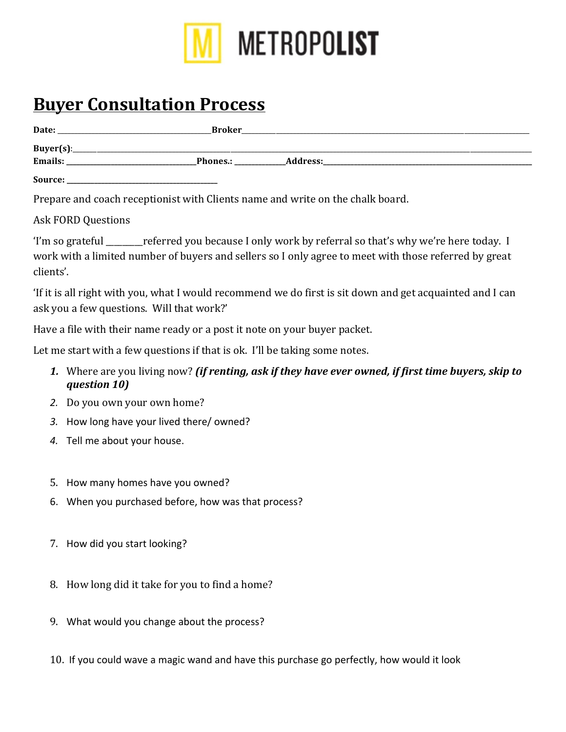# METROPOLIST

## Buyer Consultation Process

**Date:** ________________________________ **Broker**__________________________________________________________

**Buyer(s)**:________________________________________________________________________________________

**Emails:** ____________________________ **Phones.:** ___________ **Address:**_________________________________________

**Source:** __________________________________

Prepare and coach receptionist with Clients name and write on the chalk board.

Ask FORD Questions

'I'm so grateful ________referred you because I only work by referral so that's why we're here today. I work with a limited number of buyers and sellers so I only agree to meet with those referred by great clients'.

'If it is all right with you, what I would recommend we do first is sit down and get acquainted and I can ask you a few questions. Will that work?'

Have a file with their name ready or a post it note on your buyer packet.

Let me start with a few questions if that is ok. I'll be taking some notes.

1. Where are you living now? ***(if renting, ask if they have ever owned, if first time buyers, skip to question 10)***
2. Do you own your own home?
3. How long have your lived there/ owned?
4. Tell me about your house.
5. How many homes have you owned?
6. When you purchased before, how was that process?
7. How did you start looking?
8. How long did it take for you to find a home?
9. What would you change about the process?
10. If you could wave a magic wand and have this purchase go perfectly, how would it look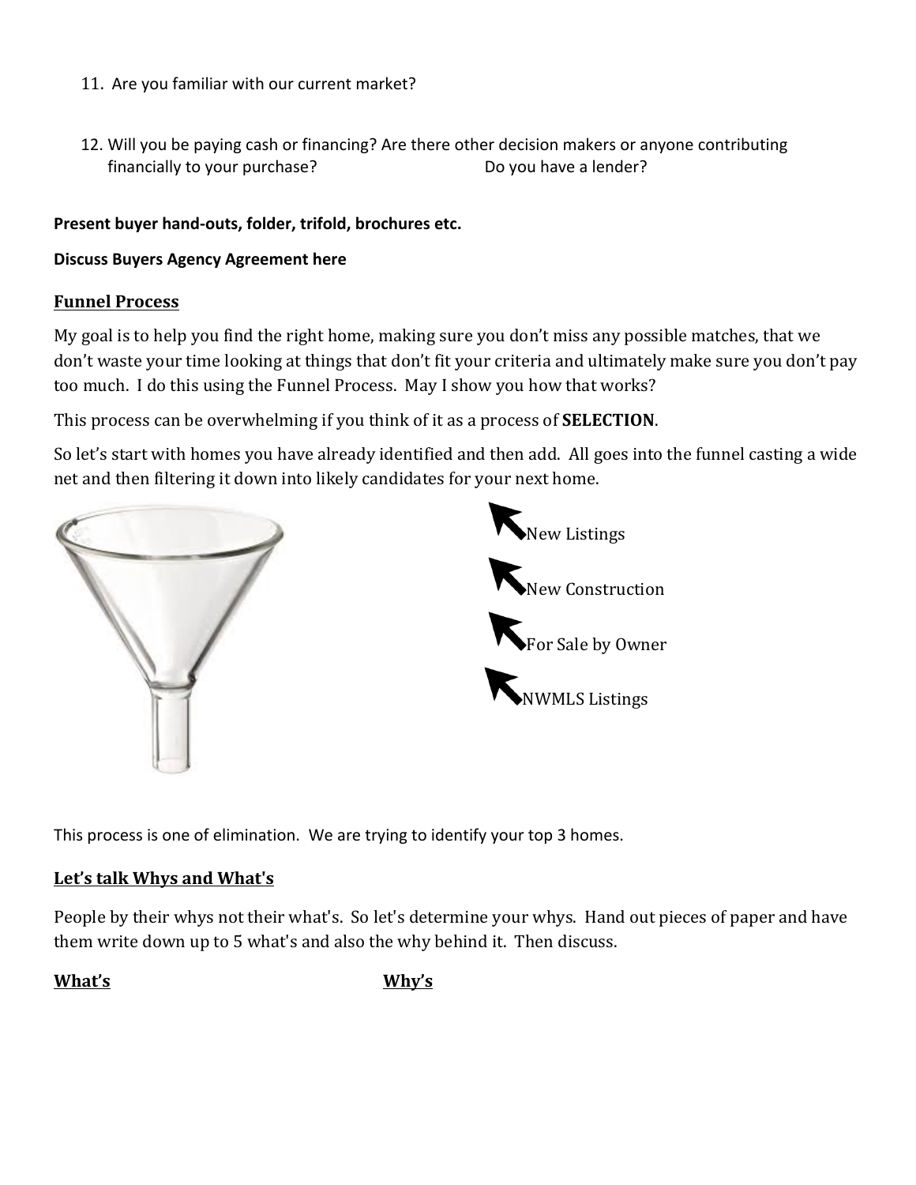11. Are you familiar with our current market?

12. Will you be paying cash or financing? Are there other decision makers or anyone contributing financially to your purchase? Do you have a lender?

**Present buyer hand-outs, folder, trifold, brochures etc.**

**Discuss Buyers Agency Agreement here**

## Funnel Process

My goal is to help you find the right home, making sure you don't miss any possible matches, that we don't waste your time looking at things that don't fit your criteria and ultimately make sure you don't pay too much. I do this using the Funnel Process. May I show you how that works?

This process can be overwhelming if you think of it as a process of **SELECTION**.

So let's start with homes you have already identified and then add. All goes into the funnel casting a wide net and then filtering it down into likely candidates for your next home.

- New Listings
- New Construction
- For Sale by Owner
- NWMLS Listings

This process is one of elimination. We are trying to identify your top 3 homes.

## Let's talk Whys and What's

People by their whys not their what's. So let's determine your whys. Hand out pieces of paper and have them write down up to 5 what's and also the why behind it. Then discuss.

| What's | Why's |
| --- | --- |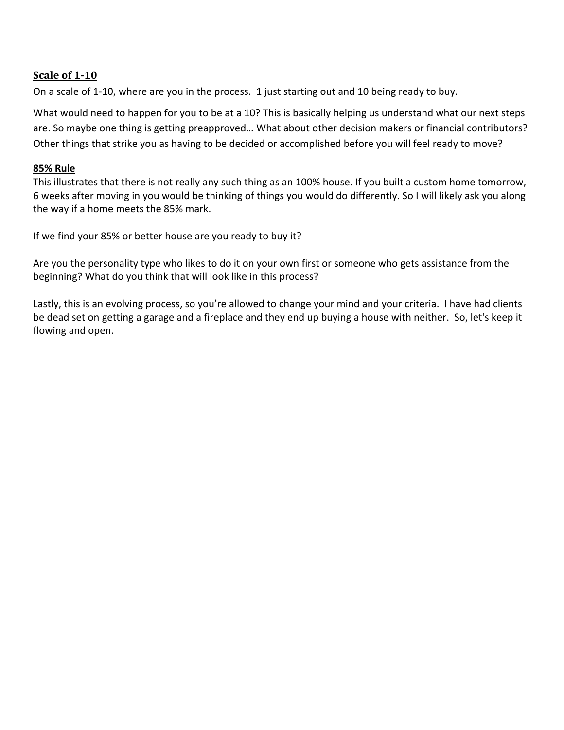**<u>Scale of 1-10</u>**

On a scale of 1-10, where are you in the process. 1 just starting out and 10 being ready to buy.

What would need to happen for you to be at a 10? This is basically helping us understand what our next steps are. So maybe one thing is getting preapproved… What about other decision makers or financial contributors? Other things that strike you as having to be decided or accomplished before you will feel ready to move?

**<u>85% Rule</u>**

This illustrates that there is not really any such thing as an 100% house. If you built a custom home tomorrow, 6 weeks after moving in you would be thinking of things you would do differently. So I will likely ask you along the way if a home meets the 85% mark.

If we find your 85% or better house are you ready to buy it?

Are you the personality type who likes to do it on your own first or someone who gets assistance from the beginning? What do you think that will look like in this process?

Lastly, this is an evolving process, so you're allowed to change your mind and your criteria. I have had clients be dead set on getting a garage and a fireplace and they end up buying a house with neither. So, let's keep it flowing and open.